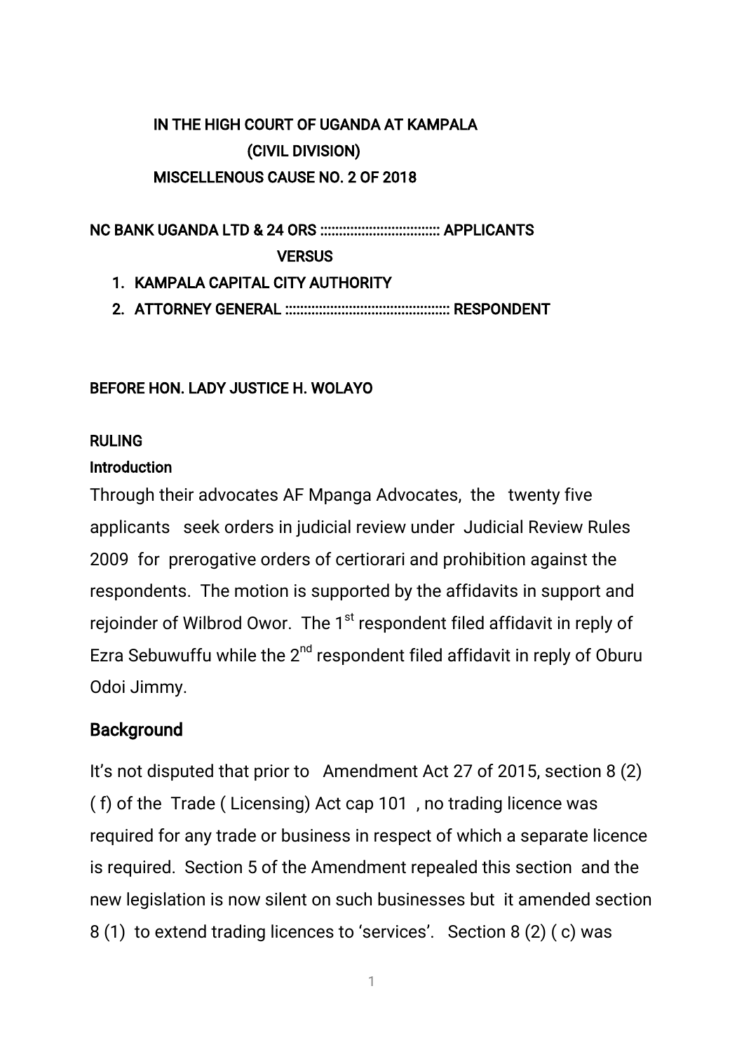**IN THE HIGH COURT OF UGANDA AT KAMPALA**
**(CIVIL DIVISION)**
**MISCELLENOUS CAUSE NO. 2 OF 2018**

**NC BANK UGANDA LTD & 24 ORS :::::::::::::::::::::::::::::::::: APPLICANTS**

**VERSUS**

1. **KAMPALA CAPITAL CITY AUTHORITY**
2. **ATTORNEY GENERAL :::::::::::::::::::::::::::::::::::::::::::::: RESPONDENT**

**BEFORE HON. LADY JUSTICE H. WOLAYO**

**RULING**

**Introduction**

Through their advocates AF Mpanga Advocates, the twenty five applicants seek orders in judicial review under Judicial Review Rules 2009 for prerogative orders of certiorari and prohibition against the respondents. The motion is supported by the affidavits in support and rejoinder of Wilbrod Owor. The 1st respondent filed affidavit in reply of Ezra Sebuwuffu while the 2nd respondent filed affidavit in reply of Oburu Odoi Jimmy.

## Background

It's not disputed that prior to Amendment Act 27 of 2015, section 8 (2) ( f) of the Trade ( Licensing) Act cap 101 , no trading licence was required for any trade or business in respect of which a separate licence is required. Section 5 of the Amendment repealed this section and the new legislation is now silent on such businesses but it amended section 8 (1) to extend trading licences to 'services'. Section 8 (2) ( c) was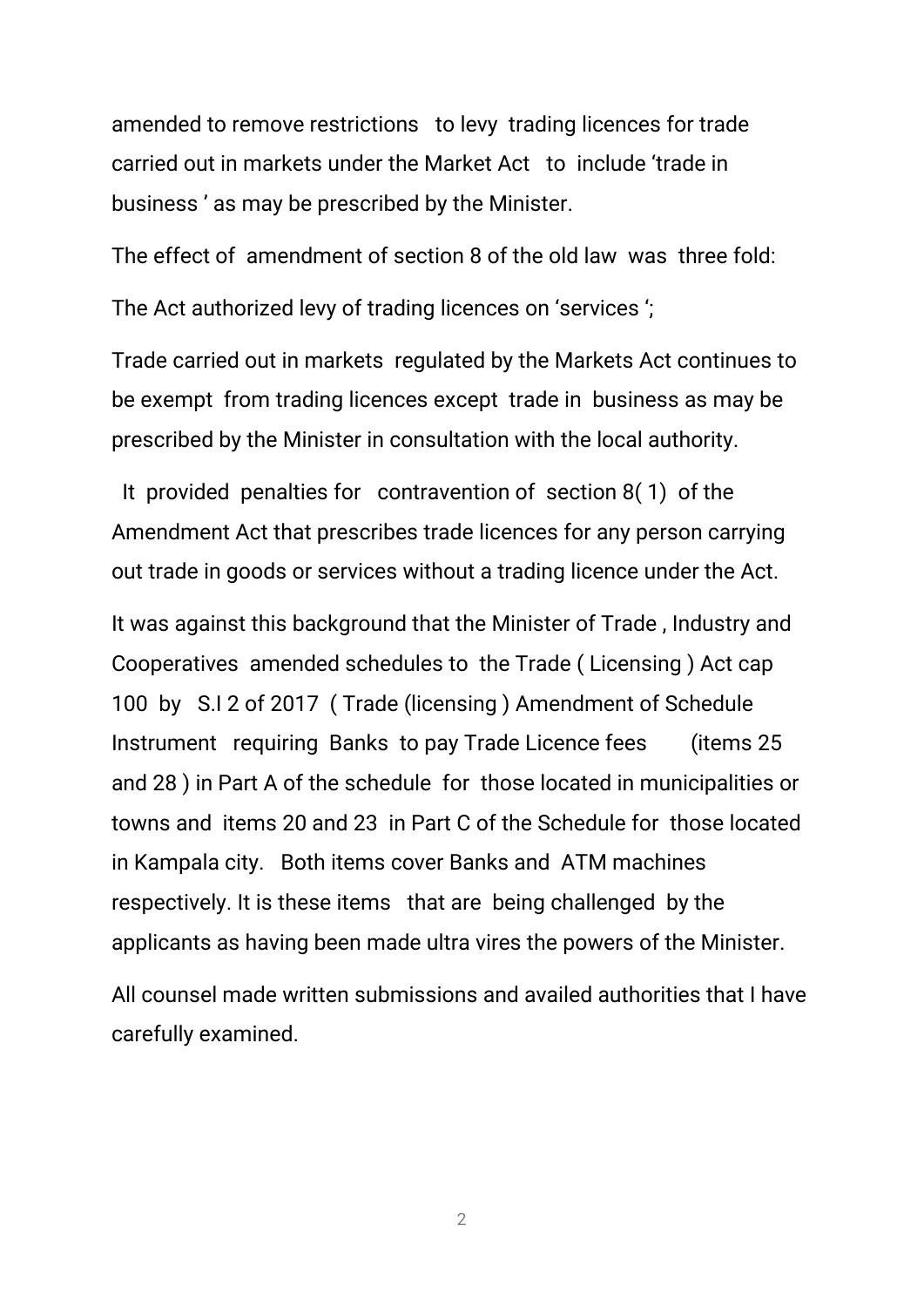amended to remove restrictions to levy trading licences for trade carried out in markets under the Market Act to include 'trade in business ' as may be prescribed by the Minister.

The effect of amendment of section 8 of the old law was three fold:

The Act authorized levy of trading licences on 'services ';

Trade carried out in markets regulated by the Markets Act continues to be exempt from trading licences except trade in business as may be prescribed by the Minister in consultation with the local authority.

It provided penalties for contravention of section 8( 1) of the Amendment Act that prescribes trade licences for any person carrying out trade in goods or services without a trading licence under the Act.

It was against this background that the Minister of Trade , Industry and Cooperatives amended schedules to the Trade ( Licensing ) Act cap 100 by S.I 2 of 2017 ( Trade (licensing ) Amendment of Schedule Instrument requiring Banks to pay Trade Licence fees (items 25 and 28 ) in Part A of the schedule for those located in municipalities or towns and items 20 and 23 in Part C of the Schedule for those located in Kampala city. Both items cover Banks and ATM machines respectively. It is these items that are being challenged by the applicants as having been made ultra vires the powers of the Minister.

All counsel made written submissions and availed authorities that I have carefully examined.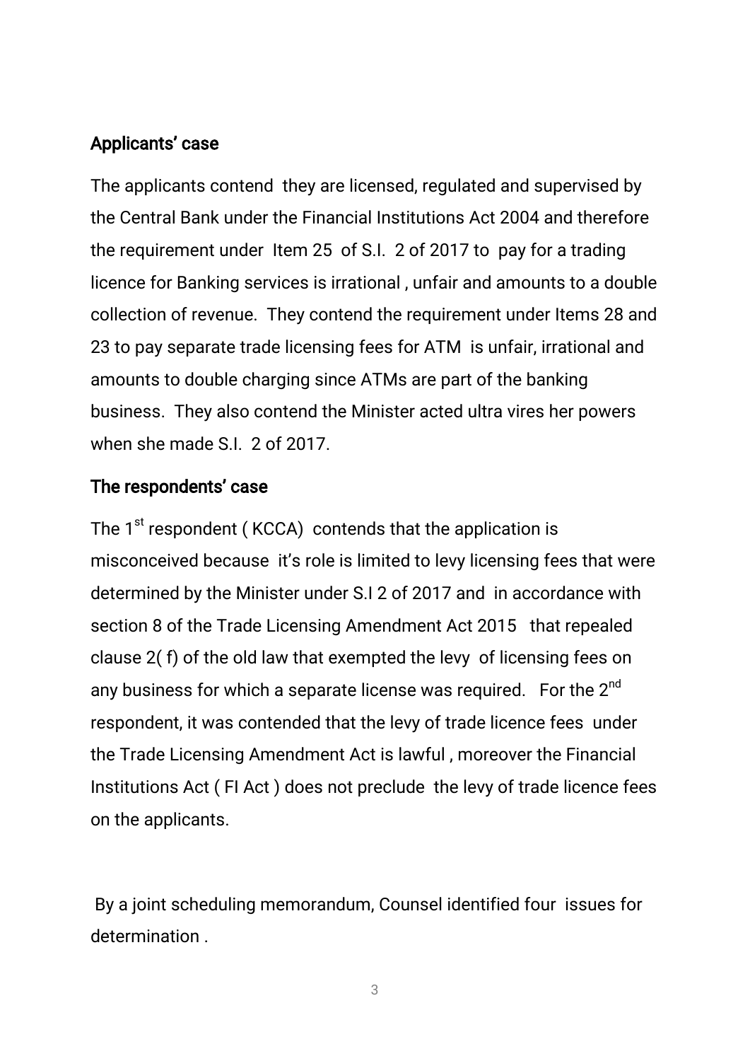## Applicants' case

The applicants contend they are licensed, regulated and supervised by the Central Bank under the Financial Institutions Act 2004 and therefore the requirement under Item 25 of S.I. 2 of 2017 to pay for a trading licence for Banking services is irrational , unfair and amounts to a double collection of revenue. They contend the requirement under Items 28 and 23 to pay separate trade licensing fees for ATM is unfair, irrational and amounts to double charging since ATMs are part of the banking business. They also contend the Minister acted ultra vires her powers when she made S.I. 2 of 2017.

## The respondents' case

The 1st respondent ( KCCA) contends that the application is misconceived because it's role is limited to levy licensing fees that were determined by the Minister under S.I 2 of 2017 and in accordance with section 8 of the Trade Licensing Amendment Act 2015 that repealed clause 2( f) of the old law that exempted the levy of licensing fees on any business for which a separate license was required. For the 2nd respondent, it was contended that the levy of trade licence fees under the Trade Licensing Amendment Act is lawful , moreover the Financial Institutions Act ( FI Act ) does not preclude the levy of trade licence fees on the applicants.

By a joint scheduling memorandum, Counsel identified four issues for determination .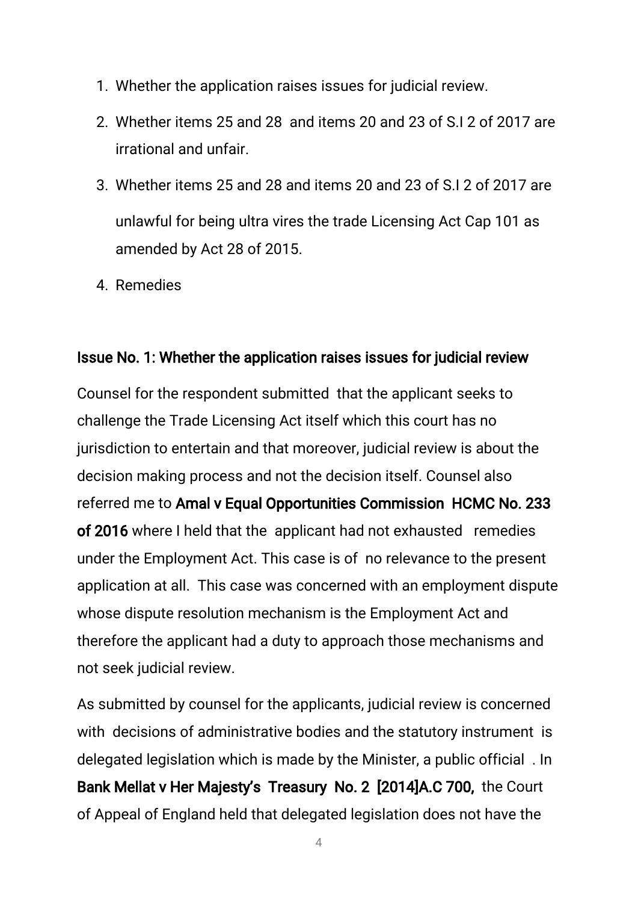1. Whether the application raises issues for judicial review.
2. Whether items 25 and 28 and items 20 and 23 of S.I 2 of 2017 are irrational and unfair.
3. Whether items 25 and 28 and items 20 and 23 of S.I 2 of 2017 are unlawful for being ultra vires the trade Licensing Act Cap 101 as amended by Act 28 of 2015.
4. Remedies

**Issue No. 1: Whether the application raises issues for judicial review**

Counsel for the respondent submitted that the applicant seeks to challenge the Trade Licensing Act itself which this court has no jurisdiction to entertain and that moreover, judicial review is about the decision making process and not the decision itself. Counsel also referred me to **Amal v Equal Opportunities Commission HCMC No. 233 of 2016** where I held that the applicant had not exhausted remedies under the Employment Act. This case is of no relevance to the present application at all. This case was concerned with an employment dispute whose dispute resolution mechanism is the Employment Act and therefore the applicant had a duty to approach those mechanisms and not seek judicial review.

As submitted by counsel for the applicants, judicial review is concerned with decisions of administrative bodies and the statutory instrument is delegated legislation which is made by the Minister, a public official . In **Bank Mellat v Her Majesty's Treasury No. 2 [2014]A.C 700,** the Court of Appeal of England held that delegated legislation does not have the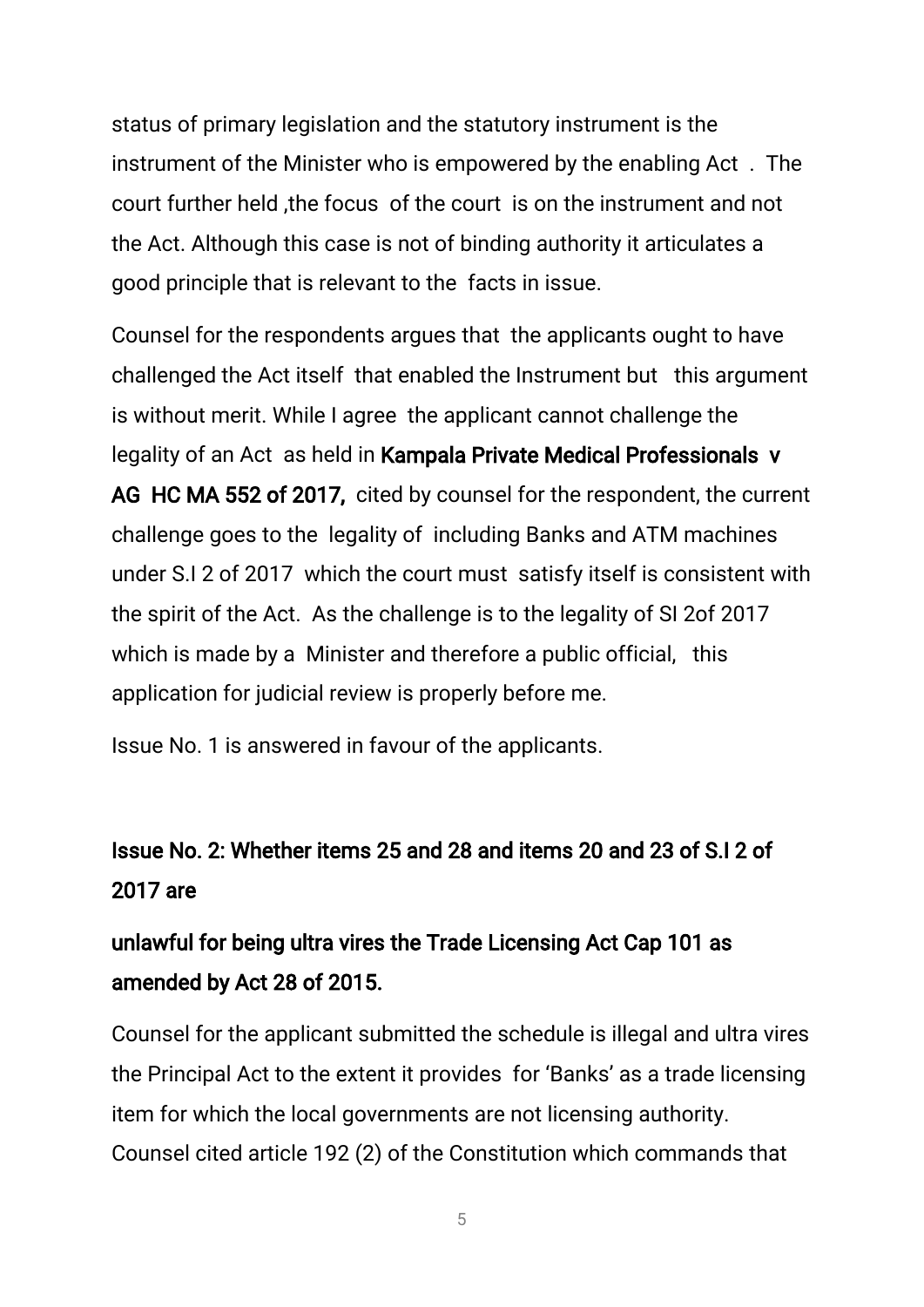status of primary legislation and the statutory instrument is the instrument of the Minister who is empowered by the enabling Act . The court further held ,the focus of the court is on the instrument and not the Act. Although this case is not of binding authority it articulates a good principle that is relevant to the facts in issue.

Counsel for the respondents argues that the applicants ought to have challenged the Act itself that enabled the Instrument but this argument is without merit. While I agree the applicant cannot challenge the legality of an Act as held in **Kampala Private Medical Professionals v AG HC MA 552 of 2017,** cited by counsel for the respondent, the current challenge goes to the legality of including Banks and ATM machines under S.I 2 of 2017 which the court must satisfy itself is consistent with the spirit of the Act. As the challenge is to the legality of SI 2of 2017 which is made by a Minister and therefore a public official, this application for judicial review is properly before me.

Issue No. 1 is answered in favour of the applicants.

## Issue No. 2: Whether items 25 and 28 and items 20 and 23 of S.I 2 of 2017 are

## unlawful for being ultra vires the Trade Licensing Act Cap 101 as amended by Act 28 of 2015.

Counsel for the applicant submitted the schedule is illegal and ultra vires the Principal Act to the extent it provides for 'Banks' as a trade licensing item for which the local governments are not licensing authority. Counsel cited article 192 (2) of the Constitution which commands that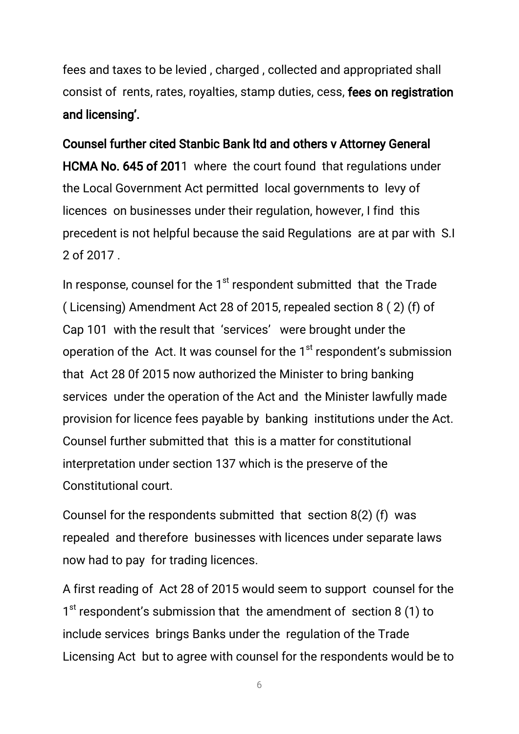fees and taxes to be levied , charged , collected and appropriated shall consist of rents, rates, royalties, stamp duties, cess, **fees on registration and licensing'.**

**Counsel further cited Stanbic Bank ltd and others v Attorney General HCMA No. 645 of 201**1 where the court found that regulations under the Local Government Act permitted local governments to levy of licences on businesses under their regulation, however, I find this precedent is not helpful because the said Regulations are at par with S.I 2 of 2017 .

In response, counsel for the 1st respondent submitted that the Trade ( Licensing) Amendment Act 28 of 2015, repealed section 8 ( 2) (f) of Cap 101 with the result that 'services' were brought under the operation of the Act. It was counsel for the 1st respondent's submission that Act 28 0f 2015 now authorized the Minister to bring banking services under the operation of the Act and the Minister lawfully made provision for licence fees payable by banking institutions under the Act. Counsel further submitted that this is a matter for constitutional interpretation under section 137 which is the preserve of the Constitutional court.

Counsel for the respondents submitted that section 8(2) (f) was repealed and therefore businesses with licences under separate laws now had to pay for trading licences.

A first reading of Act 28 of 2015 would seem to support counsel for the 1st respondent's submission that the amendment of section 8 (1) to include services brings Banks under the regulation of the Trade Licensing Act but to agree with counsel for the respondents would be to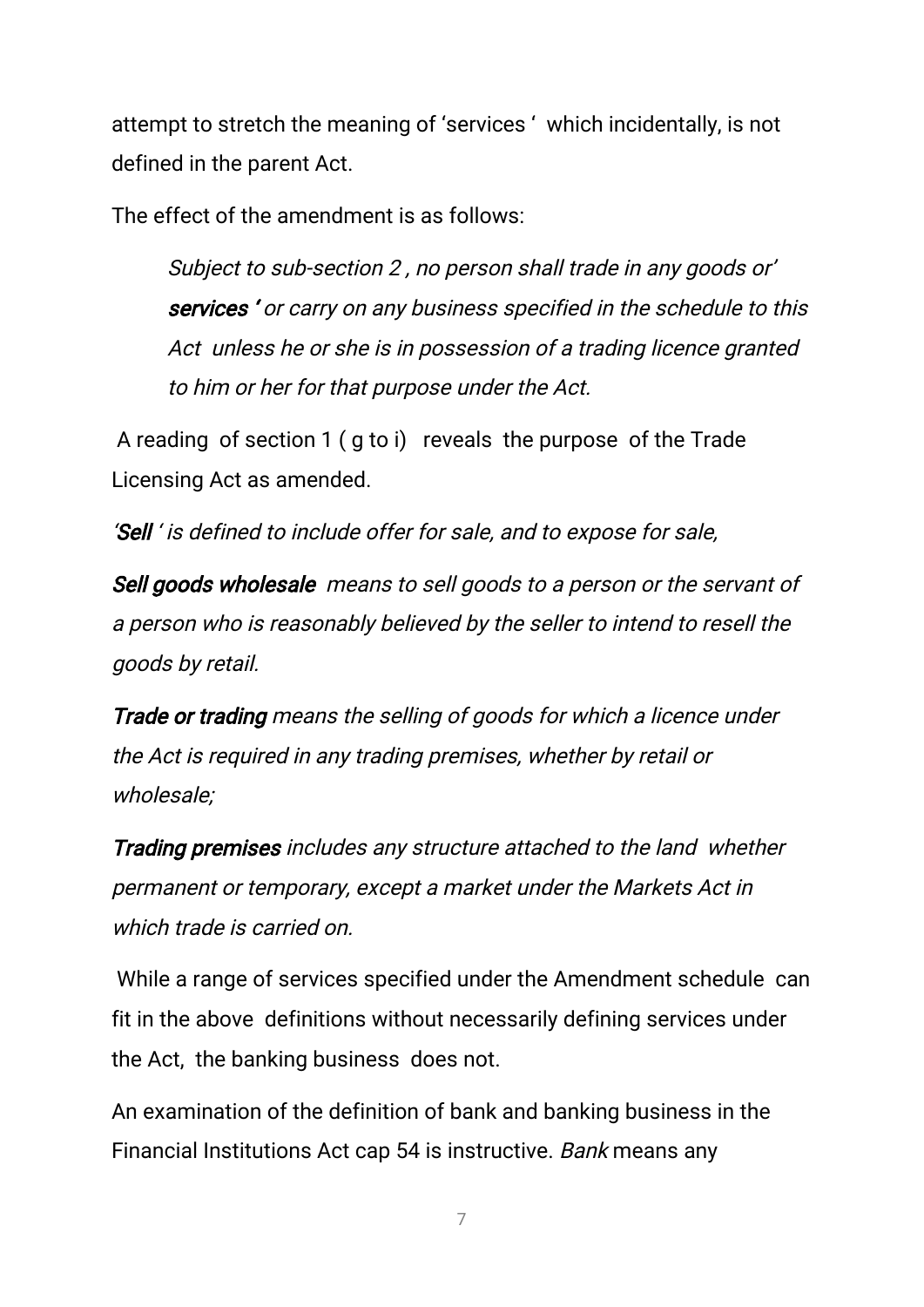attempt to stretch the meaning of 'services ' which incidentally, is not defined in the parent Act.

The effect of the amendment is as follows:

> *Subject to sub-section 2 , no person shall trade in any goods or'* ***services '*** *or carry on any business specified in the schedule to this Act unless he or she is in possession of a trading licence granted to him or her for that purpose under the Act.*

A reading of section 1 ( g to i) reveals the purpose of the Trade Licensing Act as amended.

*'**Sell** ' is defined to include offer for sale, and to expose for sale,*

***Sell goods wholesale*** *means to sell goods to a person or the servant of a person who is reasonably believed by the seller to intend to resell the goods by retail.*

***Trade or trading*** *means the selling of goods for which a licence under the Act is required in any trading premises, whether by retail or wholesale;*

***Trading premises*** *includes any structure attached to the land whether permanent or temporary, except a market under the Markets Act in which trade is carried on.*

While a range of services specified under the Amendment schedule can fit in the above definitions without necessarily defining services under the Act, the banking business does not.

An examination of the definition of bank and banking business in the Financial Institutions Act cap 54 is instructive. *Bank* means any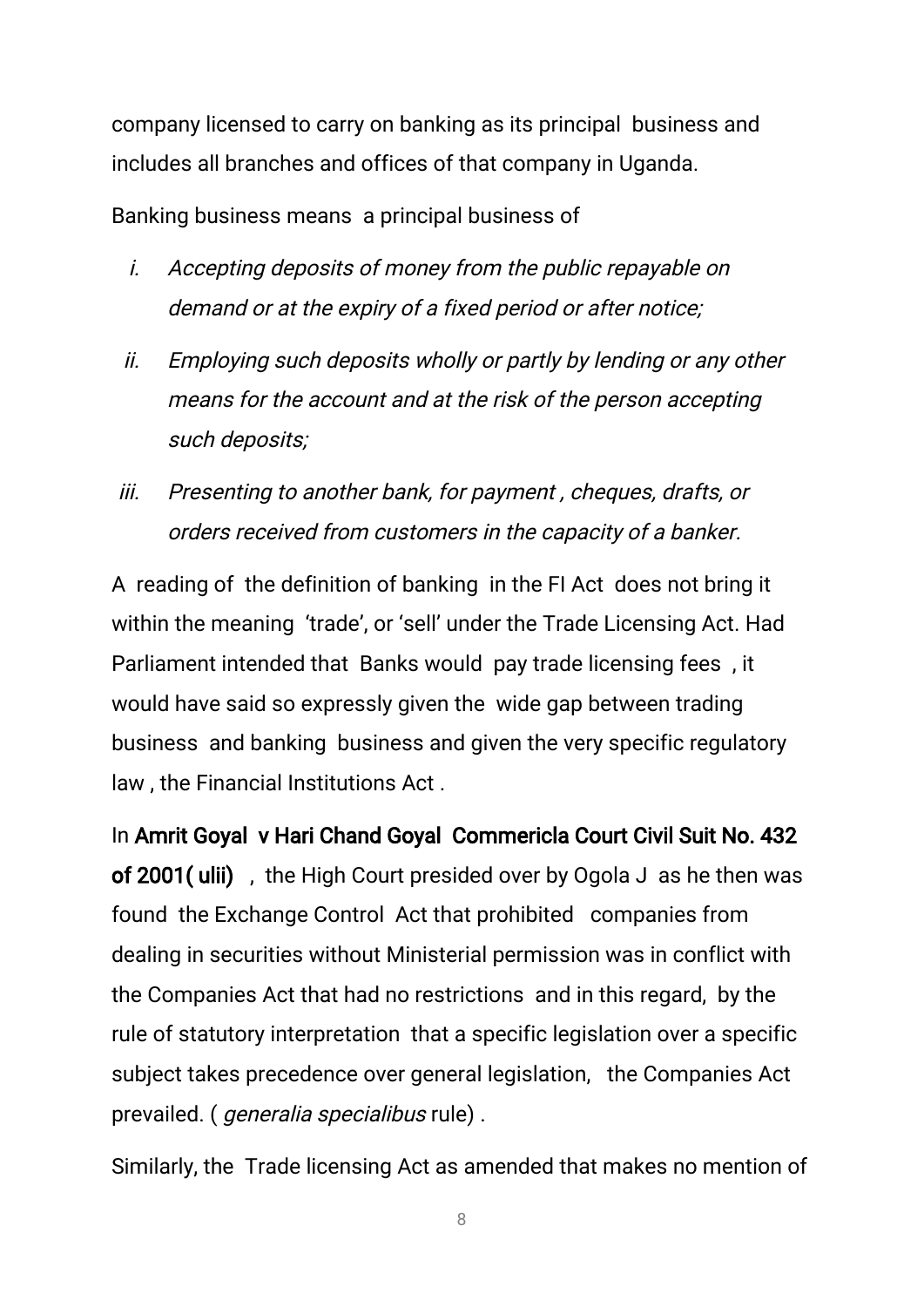company licensed to carry on banking as its principal business and includes all branches and offices of that company in Uganda.

Banking business means a principal business of

i. *Accepting deposits of money from the public repayable on demand or at the expiry of a fixed period or after notice;*
ii. *Employing such deposits wholly or partly by lending or any other means for the account and at the risk of the person accepting such deposits;*
iii. *Presenting to another bank, for payment , cheques, drafts, or orders received from customers in the capacity of a banker.*

A reading of the definition of banking in the FI Act does not bring it within the meaning 'trade', or 'sell' under the Trade Licensing Act. Had Parliament intended that Banks would pay trade licensing fees , it would have said so expressly given the wide gap between trading business and banking business and given the very specific regulatory law , the Financial Institutions Act .

In **Amrit Goyal v Hari Chand Goyal Commericla Court Civil Suit No. 432 of 2001( ulii)** , the High Court presided over by Ogola J as he then was found the Exchange Control Act that prohibited companies from dealing in securities without Ministerial permission was in conflict with the Companies Act that had no restrictions and in this regard, by the rule of statutory interpretation that a specific legislation over a specific subject takes precedence over general legislation, the Companies Act prevailed. ( *generalia specialibus* rule) .

Similarly, the Trade licensing Act as amended that makes no mention of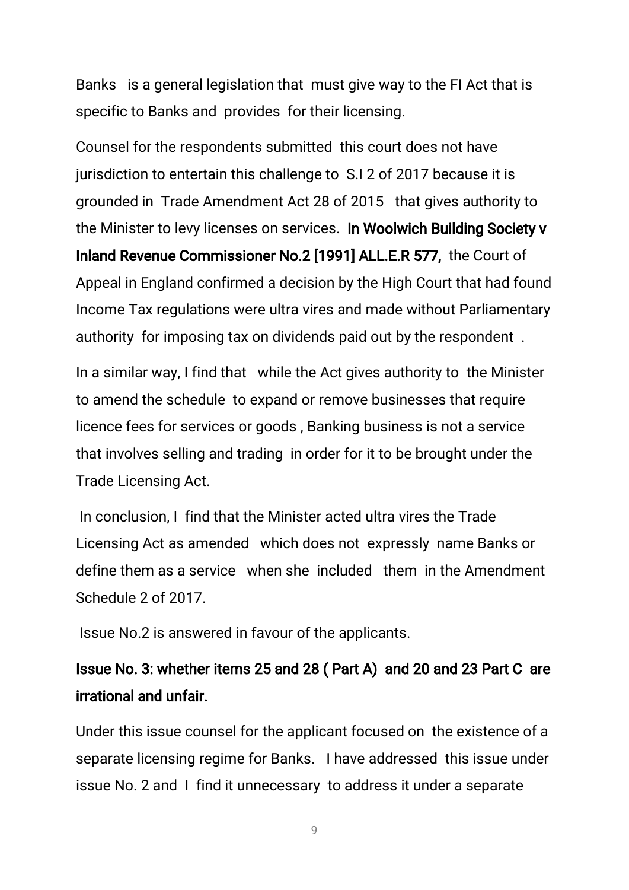Banks is a general legislation that must give way to the FI Act that is specific to Banks and provides for their licensing.

Counsel for the respondents submitted this court does not have jurisdiction to entertain this challenge to S.I 2 of 2017 because it is grounded in Trade Amendment Act 28 of 2015 that gives authority to the Minister to levy licenses on services. **In Woolwich Building Society v Inland Revenue Commissioner No.2 [1991] ALL.E.R 577,** the Court of Appeal in England confirmed a decision by the High Court that had found Income Tax regulations were ultra vires and made without Parliamentary authority for imposing tax on dividends paid out by the respondent .

In a similar way, I find that while the Act gives authority to the Minister to amend the schedule to expand or remove businesses that require licence fees for services or goods , Banking business is not a service that involves selling and trading in order for it to be brought under the Trade Licensing Act.

In conclusion, I find that the Minister acted ultra vires the Trade Licensing Act as amended which does not expressly name Banks or define them as a service when she included them in the Amendment Schedule 2 of 2017.

Issue No.2 is answered in favour of the applicants.

**Issue No. 3: whether items 25 and 28 ( Part A) and 20 and 23 Part C are irrational and unfair.**

Under this issue counsel for the applicant focused on the existence of a separate licensing regime for Banks. I have addressed this issue under issue No. 2 and I find it unnecessary to address it under a separate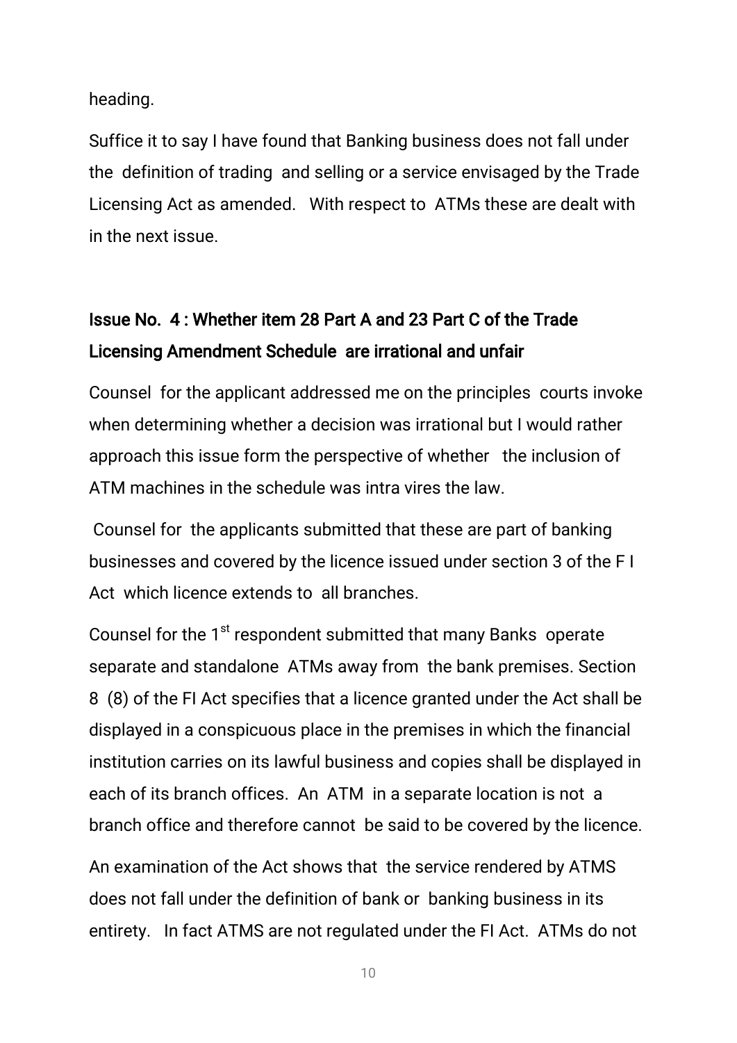heading.

Suffice it to say I have found that Banking business does not fall under the definition of trading and selling or a service envisaged by the Trade Licensing Act as amended. With respect to ATMs these are dealt with in the next issue.

## Issue No. 4 : Whether item 28 Part A and 23 Part C of the Trade Licensing Amendment Schedule are irrational and unfair

Counsel for the applicant addressed me on the principles courts invoke when determining whether a decision was irrational but I would rather approach this issue form the perspective of whether the inclusion of ATM machines in the schedule was intra vires the law.

Counsel for the applicants submitted that these are part of banking businesses and covered by the licence issued under section 3 of the F I Act which licence extends to all branches.

Counsel for the 1st respondent submitted that many Banks operate separate and standalone ATMs away from the bank premises. Section 8 (8) of the FI Act specifies that a licence granted under the Act shall be displayed in a conspicuous place in the premises in which the financial institution carries on its lawful business and copies shall be displayed in each of its branch offices. An ATM in a separate location is not a branch office and therefore cannot be said to be covered by the licence.

An examination of the Act shows that the service rendered by ATMS does not fall under the definition of bank or banking business in its entirety. In fact ATMS are not regulated under the FI Act. ATMs do not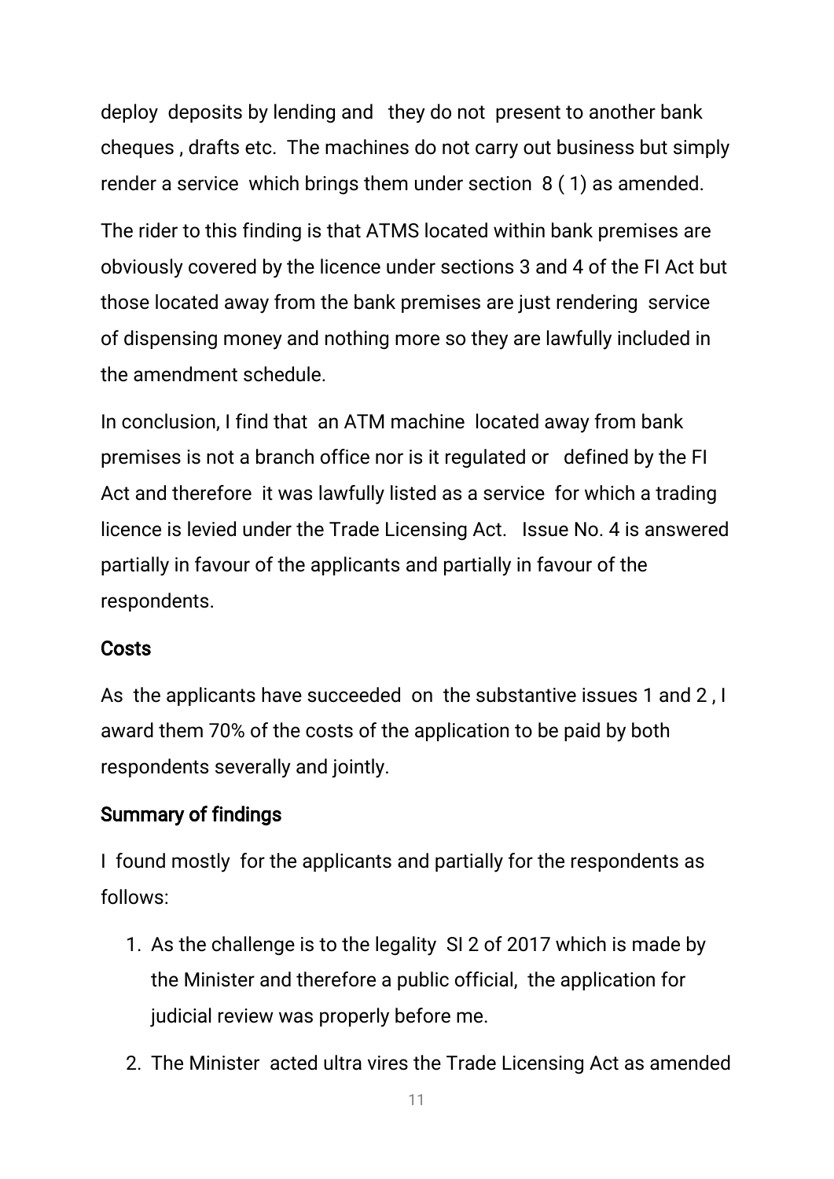deploy deposits by lending and they do not present to another bank cheques , drafts etc. The machines do not carry out business but simply render a service which brings them under section 8 ( 1) as amended.

The rider to this finding is that ATMS located within bank premises are obviously covered by the licence under sections 3 and 4 of the FI Act but those located away from the bank premises are just rendering service of dispensing money and nothing more so they are lawfully included in the amendment schedule.

In conclusion, I find that an ATM machine located away from bank premises is not a branch office nor is it regulated or defined by the FI Act and therefore it was lawfully listed as a service for which a trading licence is levied under the Trade Licensing Act. Issue No. 4 is answered partially in favour of the applicants and partially in favour of the respondents.

## Costs

As the applicants have succeeded on the substantive issues 1 and 2 , I award them 70% of the costs of the application to be paid by both respondents severally and jointly.

## Summary of findings

I found mostly for the applicants and partially for the respondents as follows:

1. As the challenge is to the legality SI 2 of 2017 which is made by the Minister and therefore a public official, the application for judicial review was properly before me.
2. The Minister acted ultra vires the Trade Licensing Act as amended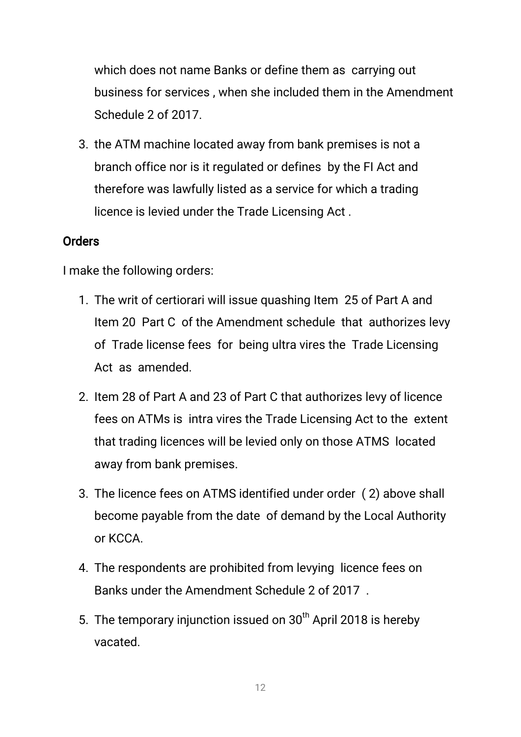which does not name Banks or define them as carrying out business for services , when she included them in the Amendment Schedule 2 of 2017.

3. the ATM machine located away from bank premises is not a branch office nor is it regulated or defines by the FI Act and therefore was lawfully listed as a service for which a trading licence is levied under the Trade Licensing Act .

**Orders**

I make the following orders:

1. The writ of certiorari will issue quashing Item 25 of Part A and Item 20 Part C of the Amendment schedule that authorizes levy of Trade license fees for being ultra vires the Trade Licensing Act as amended.
2. Item 28 of Part A and 23 of Part C that authorizes levy of licence fees on ATMs is intra vires the Trade Licensing Act to the extent that trading licences will be levied only on those ATMS located away from bank premises.
3. The licence fees on ATMS identified under order ( 2) above shall become payable from the date of demand by the Local Authority or KCCA.
4. The respondents are prohibited from levying licence fees on Banks under the Amendment Schedule 2 of 2017 .
5. The temporary injunction issued on 30th April 2018 is hereby vacated.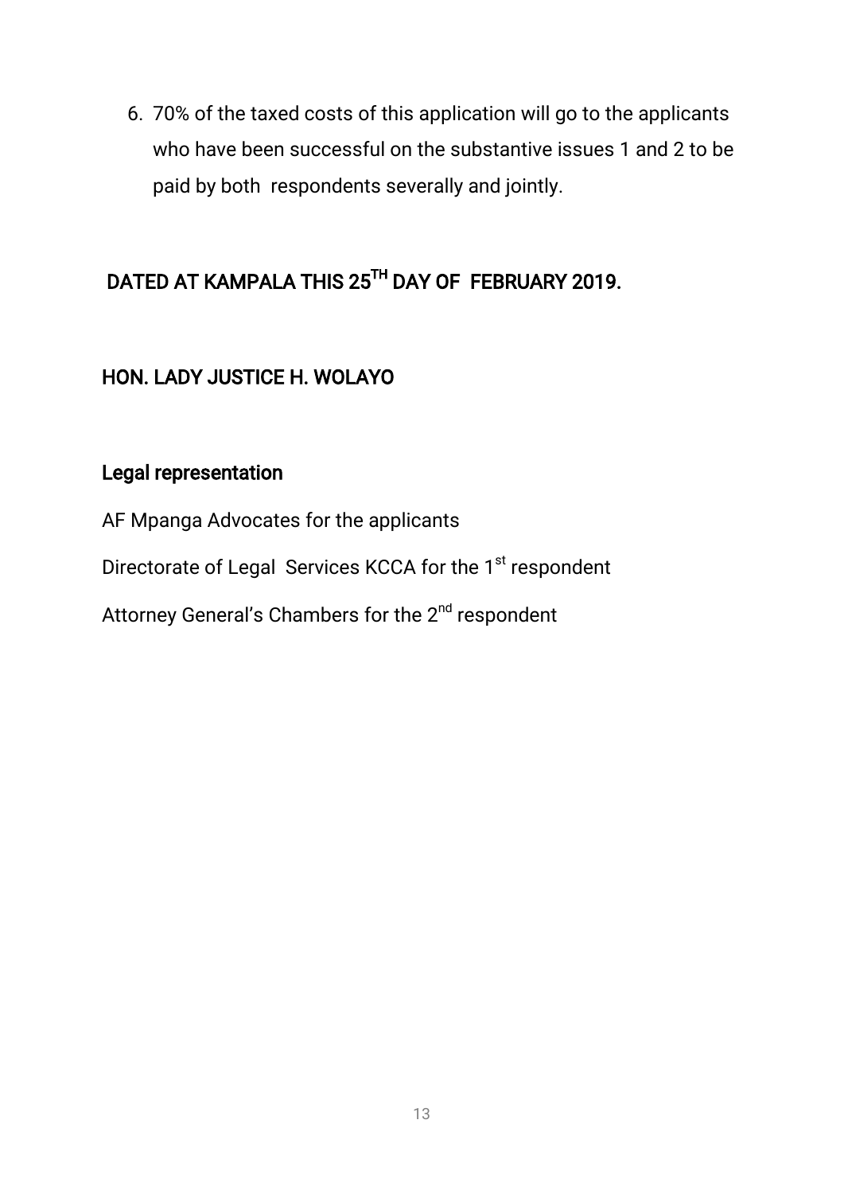6. 70% of the taxed costs of this application will go to the applicants who have been successful on the substantive issues 1 and 2 to be paid by both respondents severally and jointly.

**DATED AT KAMPALA THIS 25TH DAY OF FEBRUARY 2019.**

**HON. LADY JUSTICE H. WOLAYO**

**Legal representation**

AF Mpanga Advocates for the applicants

Directorate of Legal Services KCCA for the 1st respondent

Attorney General's Chambers for the 2nd respondent